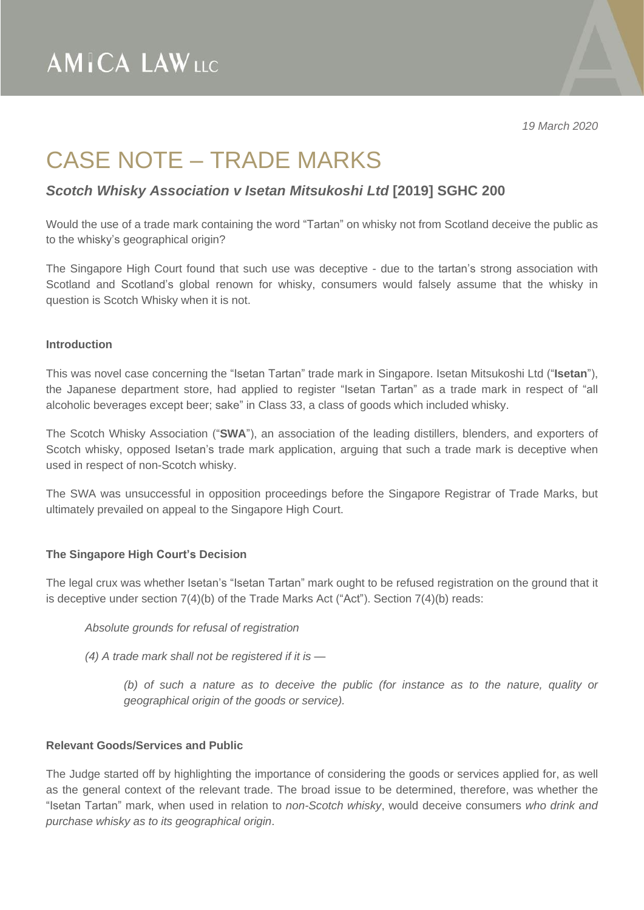AMICA LAW LLC

*19 March 2020*

# CASE NOTE – TRADE MARKS

## *Scotch Whisky Association v Isetan Mitsukoshi Ltd* [2019] SGHC 200

Would the use of a trade mark containing the word "Tartan" on whisky not from Scotland deceive the public as to the whisky's geographical origin?

The Singapore High Court found that such use was deceptive - due to the tartan's strong association with Scotland and Scotland's global renown for whisky, consumers would falsely assume that the whisky in question is Scotch Whisky when it is not.

**Introduction**

This was novel case concerning the "Isetan Tartan" trade mark in Singapore. Isetan Mitsukoshi Ltd ("**Isetan**"), the Japanese department store, had applied to register "Isetan Tartan" as a trade mark in respect of "all alcoholic beverages except beer; sake" in Class 33, a class of goods which included whisky.

The Scotch Whisky Association ("**SWA**"), an association of the leading distillers, blenders, and exporters of Scotch whisky, opposed Isetan's trade mark application, arguing that such a trade mark is deceptive when used in respect of non-Scotch whisky.

The SWA was unsuccessful in opposition proceedings before the Singapore Registrar of Trade Marks, but ultimately prevailed on appeal to the Singapore High Court.

**The Singapore High Court's Decision**

The legal crux was whether Isetan's "Isetan Tartan" mark ought to be refused registration on the ground that it is deceptive under section 7(4)(b) of the Trade Marks Act ("Act"). Section 7(4)(b) reads:

> *Absolute grounds for refusal of registration*
>
> *(4) A trade mark shall not be registered if it is —*
>
> > *(b) of such a nature as to deceive the public (for instance as to the nature, quality or geographical origin of the goods or service).*

**Relevant Goods/Services and Public**

The Judge started off by highlighting the importance of considering the goods or services applied for, as well as the general context of the relevant trade. The broad issue to be determined, therefore, was whether the "Isetan Tartan" mark, when used in relation to *non-Scotch whisky*, would deceive consumers *who drink and purchase whisky as to its geographical origin*.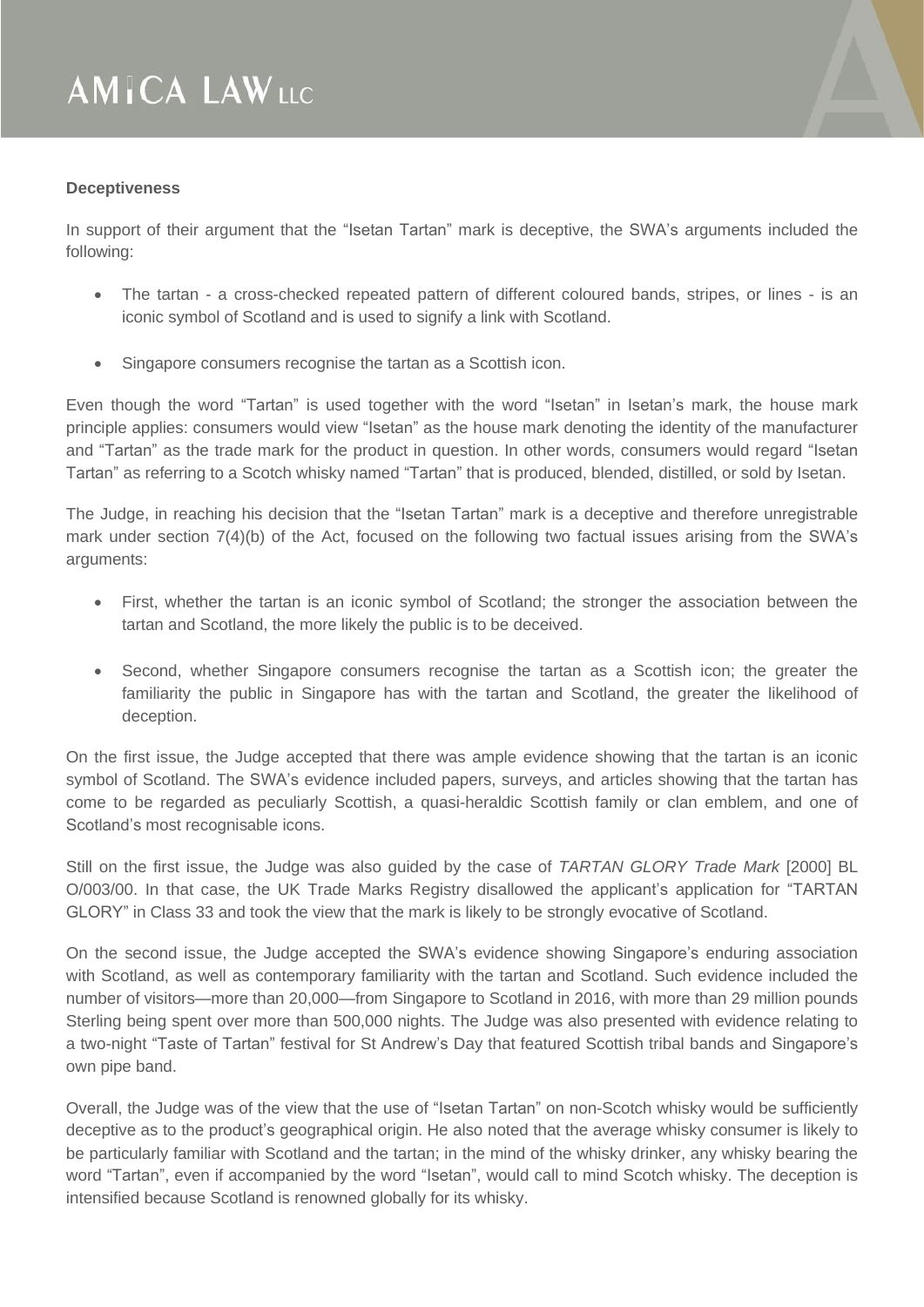**Deceptiveness**

In support of their argument that the "Isetan Tartan" mark is deceptive, the SWA's arguments included the following:

- The tartan - a cross-checked repeated pattern of different coloured bands, stripes, or lines - is an iconic symbol of Scotland and is used to signify a link with Scotland.
- Singapore consumers recognise the tartan as a Scottish icon.

Even though the word "Tartan" is used together with the word "Isetan" in Isetan's mark, the house mark principle applies: consumers would view "Isetan" as the house mark denoting the identity of the manufacturer and "Tartan" as the trade mark for the product in question. In other words, consumers would regard "Isetan Tartan" as referring to a Scotch whisky named "Tartan" that is produced, blended, distilled, or sold by Isetan.

The Judge, in reaching his decision that the "Isetan Tartan" mark is a deceptive and therefore unregistrable mark under section 7(4)(b) of the Act, focused on the following two factual issues arising from the SWA's arguments:

- First, whether the tartan is an iconic symbol of Scotland; the stronger the association between the tartan and Scotland, the more likely the public is to be deceived.
- Second, whether Singapore consumers recognise the tartan as a Scottish icon; the greater the familiarity the public in Singapore has with the tartan and Scotland, the greater the likelihood of deception.

On the first issue, the Judge accepted that there was ample evidence showing that the tartan is an iconic symbol of Scotland. The SWA's evidence included papers, surveys, and articles showing that the tartan has come to be regarded as peculiarly Scottish, a quasi-heraldic Scottish family or clan emblem, and one of Scotland's most recognisable icons.

Still on the first issue, the Judge was also guided by the case of *TARTAN GLORY Trade Mark* [2000] BL O/003/00. In that case, the UK Trade Marks Registry disallowed the applicant's application for "TARTAN GLORY" in Class 33 and took the view that the mark is likely to be strongly evocative of Scotland.

On the second issue, the Judge accepted the SWA's evidence showing Singapore's enduring association with Scotland, as well as contemporary familiarity with the tartan and Scotland. Such evidence included the number of visitors—more than 20,000—from Singapore to Scotland in 2016, with more than 29 million pounds Sterling being spent over more than 500,000 nights. The Judge was also presented with evidence relating to a two-night "Taste of Tartan" festival for St Andrew's Day that featured Scottish tribal bands and Singapore's own pipe band.

Overall, the Judge was of the view that the use of "Isetan Tartan" on non-Scotch whisky would be sufficiently deceptive as to the product's geographical origin. He also noted that the average whisky consumer is likely to be particularly familiar with Scotland and the tartan; in the mind of the whisky drinker, any whisky bearing the word "Tartan", even if accompanied by the word "Isetan", would call to mind Scotch whisky. The deception is intensified because Scotland is renowned globally for its whisky.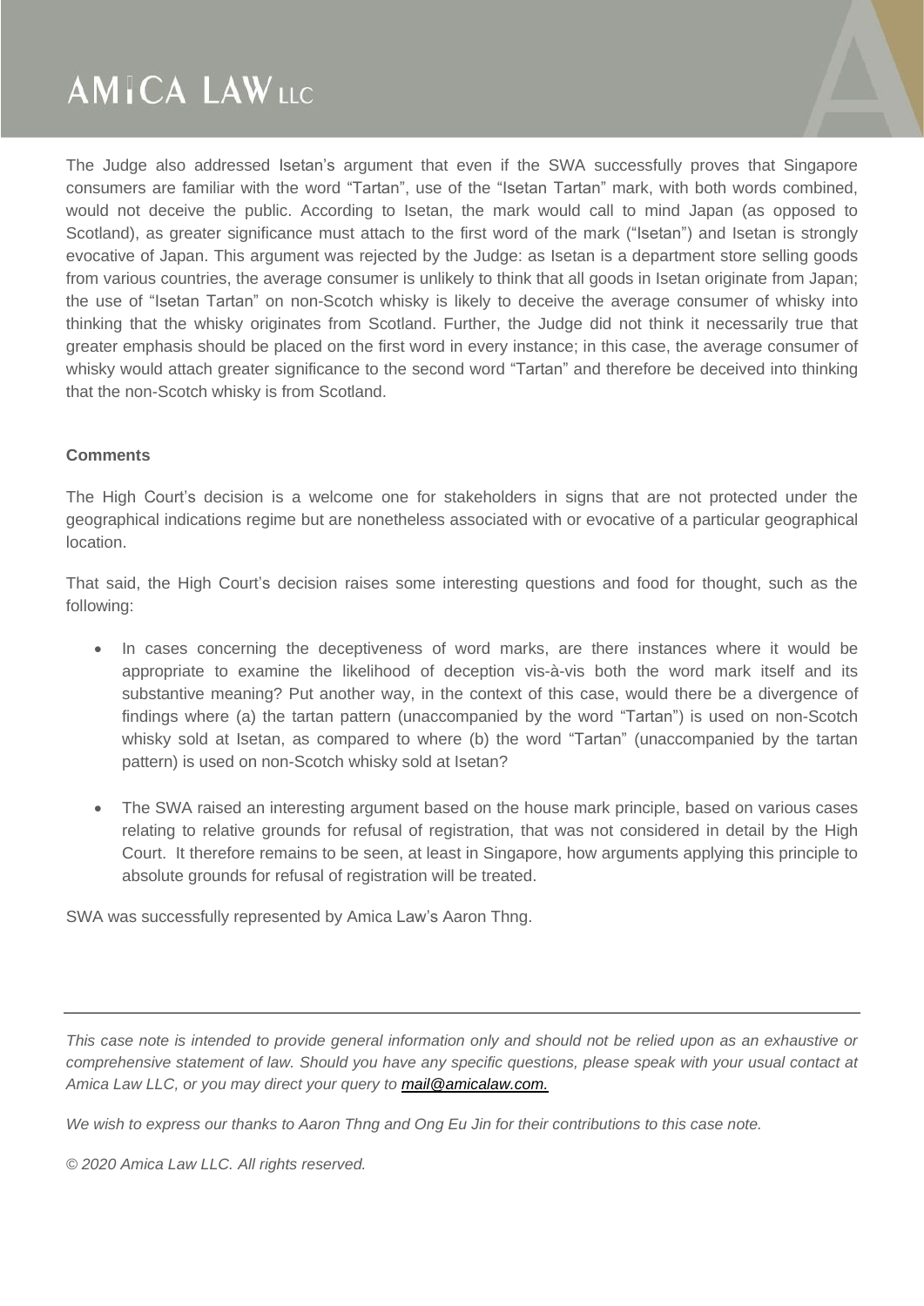The Judge also addressed Isetan's argument that even if the SWA successfully proves that Singapore consumers are familiar with the word "Tartan", use of the "Isetan Tartan" mark, with both words combined, would not deceive the public. According to Isetan, the mark would call to mind Japan (as opposed to Scotland), as greater significance must attach to the first word of the mark ("Isetan") and Isetan is strongly evocative of Japan. This argument was rejected by the Judge: as Isetan is a department store selling goods from various countries, the average consumer is unlikely to think that all goods in Isetan originate from Japan; the use of "Isetan Tartan" on non-Scotch whisky is likely to deceive the average consumer of whisky into thinking that the whisky originates from Scotland. Further, the Judge did not think it necessarily true that greater emphasis should be placed on the first word in every instance; in this case, the average consumer of whisky would attach greater significance to the second word "Tartan" and therefore be deceived into thinking that the non-Scotch whisky is from Scotland.

**Comments**

The High Court's decision is a welcome one for stakeholders in signs that are not protected under the geographical indications regime but are nonetheless associated with or evocative of a particular geographical location.

That said, the High Court's decision raises some interesting questions and food for thought, such as the following:

- In cases concerning the deceptiveness of word marks, are there instances where it would be appropriate to examine the likelihood of deception vis-à-vis both the word mark itself and its substantive meaning? Put another way, in the context of this case, would there be a divergence of findings where (a) the tartan pattern (unaccompanied by the word "Tartan") is used on non-Scotch whisky sold at Isetan, as compared to where (b) the word "Tartan" (unaccompanied by the tartan pattern) is used on non-Scotch whisky sold at Isetan?

- The SWA raised an interesting argument based on the house mark principle, based on various cases relating to relative grounds for refusal of registration, that was not considered in detail by the High Court. It therefore remains to be seen, at least in Singapore, how arguments applying this principle to absolute grounds for refusal of registration will be treated.

SWA was successfully represented by Amica Law's Aaron Thng.

---

*This case note is intended to provide general information only and should not be relied upon as an exhaustive or comprehensive statement of law. Should you have any specific questions, please speak with your usual contact at Amica Law LLC, or you may direct your query to [mail@amicalaw.com.](mailto:mail@amicalaw.com)*

*We wish to express our thanks to Aaron Thng and Ong Eu Jin for their contributions to this case note.*

*© 2020 Amica Law LLC. All rights reserved.*